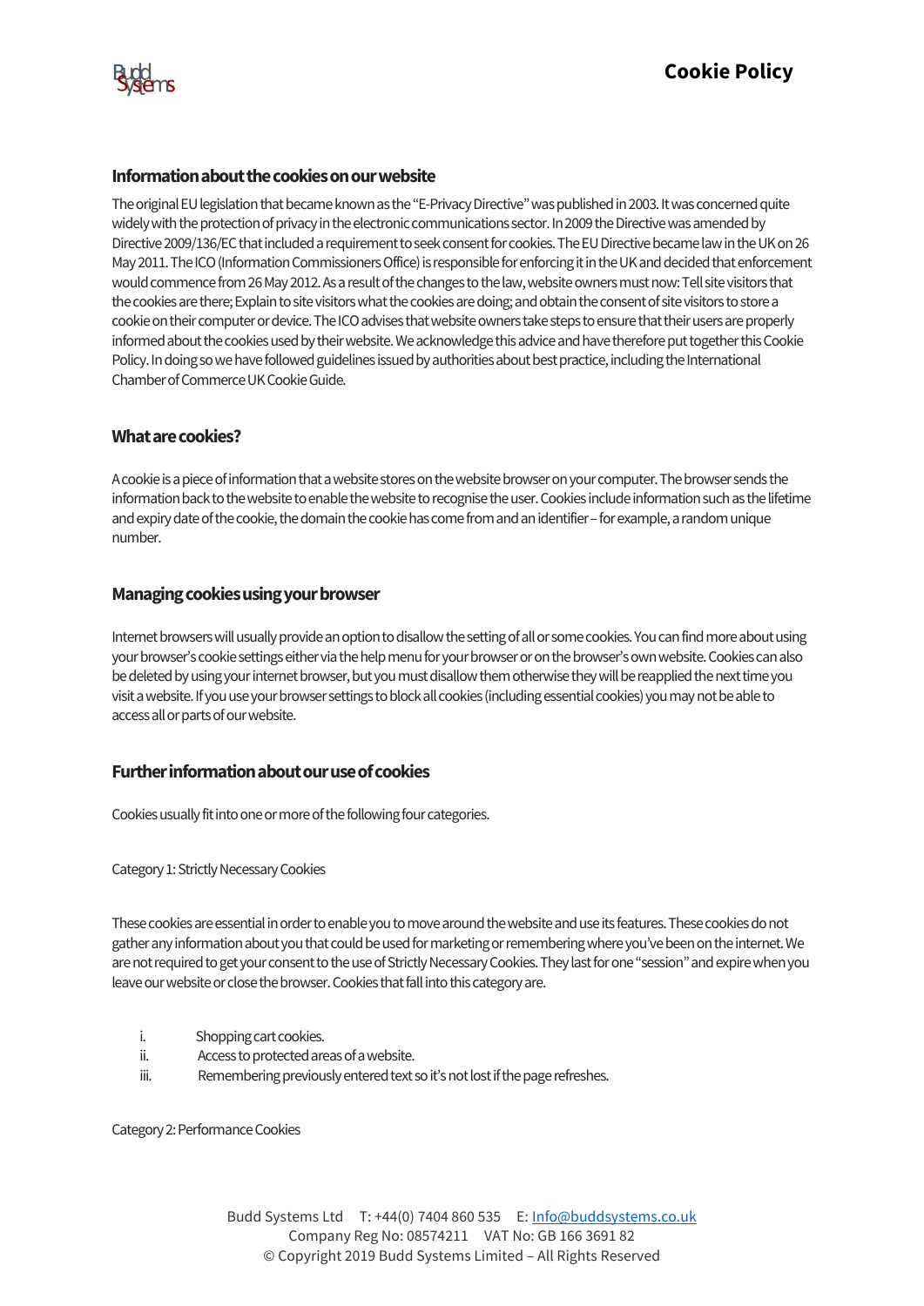# Cookie Policy

## Information about the cookies on our website

The original EU legislation that became known as the "E-Privacy Directive" was published in 2003. It was concerned quite widely with the protection of privacy in the electronic communications sector. In 2009 the Directive was amended by Directive 2009/136/EC that included a requirement to seek consent for cookies. The EU Directive became law in the UK on 26 May 2011. The ICO (Information Commissioners Office) is responsible for enforcing it in the UK and decided that enforcement would commence from 26 May 2012. As a result of the changes to the law, website owners must now: Tell site visitors that the cookies are there; Explain to site visitors what the cookies are doing; and obtain the consent of site visitors to store a cookie on their computer or device. The ICO advises that website owners take steps to ensure that their users are properly informed about the cookies used by their website. We acknowledge this advice and have therefore put together this Cookie Policy. In doing so we have followed guidelines issued by authorities about best practice, including the International Chamber of Commerce UK Cookie Guide.

## What are cookies?

A cookie is a piece of information that a website stores on the website browser on your computer. The browser sends the information back to the website to enable the website to recognise the user. Cookies include information such as the lifetime and expiry date of the cookie, the domain the cookie has come from and an identifier – for example, a random unique number.

## Managing cookies using your browser

Internet browsers will usually provide an option to disallow the setting of all or some cookies. You can find more about using your browser's cookie settings either via the help menu for your browser or on the browser's own website. Cookies can also be deleted by using your internet browser, but you must disallow them otherwise they will be reapplied the next time you visit a website. If you use your browser settings to block all cookies (including essential cookies) you may not be able to access all or parts of our website.

## Further information about our use of cookies

Cookies usually fit into one or more of the following four categories.

Category 1: Strictly Necessary Cookies

These cookies are essential in order to enable you to move around the website and use its features. These cookies do not gather any information about you that could be used for marketing or remembering where you've been on the internet. We are not required to get your consent to the use of Strictly Necessary Cookies. They last for one "session" and expire when you leave our website or close the browser. Cookies that fall into this category are.

i. Shopping cart cookies.
ii. Access to protected areas of a website.
iii. Remembering previously entered text so it's not lost if the page refreshes.

Category 2: Performance Cookies

Budd Systems Ltd T: +44(0) 7404 860 535 E: Info@buddsystems.co.uk
Company Reg No: 08574211 VAT No: GB 166 3691 82
© Copyright 2019 Budd Systems Limited – All Rights Reserved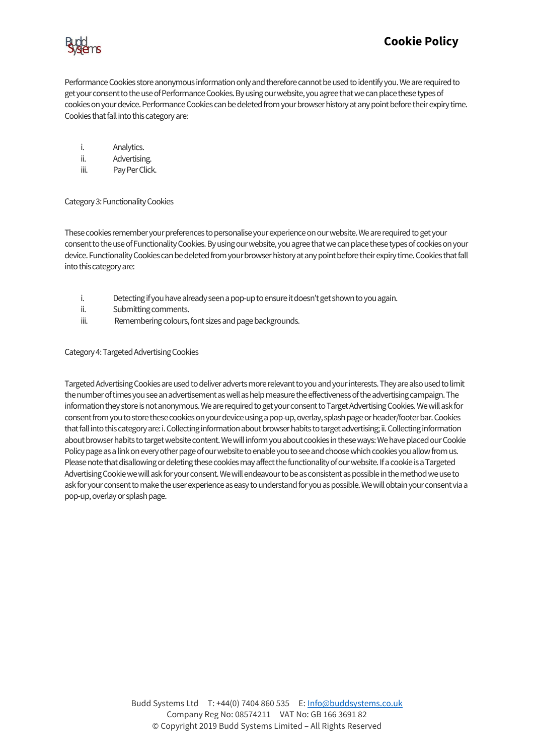Performance Cookies store anonymous information only and therefore cannot be used to identify you. We are required to get your consent to the use of Performance Cookies. By using our website, you agree that we can place these types of cookies on your device. Performance Cookies can be deleted from your browser history at any point before their expiry time. Cookies that fall into this category are:

i. Analytics.
ii. Advertising.
iii. Pay Per Click.

Category 3: Functionality Cookies

These cookies remember your preferences to personalise your experience on our website. We are required to get your consent to the use of Functionality Cookies. By using our website, you agree that we can place these types of cookies on your device. Functionality Cookies can be deleted from your browser history at any point before their expiry time. Cookies that fall into this category are:

i. Detecting if you have already seen a pop-up to ensure it doesn't get shown to you again.
ii. Submitting comments.
iii. Remembering colours, font sizes and page backgrounds.

Category 4: Targeted Advertising Cookies

Targeted Advertising Cookies are used to deliver adverts more relevant to you and your interests. They are also used to limit the number of times you see an advertisement as well as help measure the effectiveness of the advertising campaign. The information they store is not anonymous. We are required to get your consent to Target Advertising Cookies. We will ask for consent from you to store these cookies on your device using a pop-up, overlay, splash page or header/footer bar. Cookies that fall into this category are: i. Collecting information about browser habits to target advertising; ii. Collecting information about browser habits to target website content. We will inform you about cookies in these ways: We have placed our Cookie Policy page as a link on every other page of our website to enable you to see and choose which cookies you allow from us. Please note that disallowing or deleting these cookies may affect the functionality of our website. If a cookie is a Targeted Advertising Cookie we will ask for your consent. We will endeavour to be as consistent as possible in the method we use to ask for your consent to make the user experience as easy to understand for you as possible. We will obtain your consent via a pop-up, overlay or splash page.